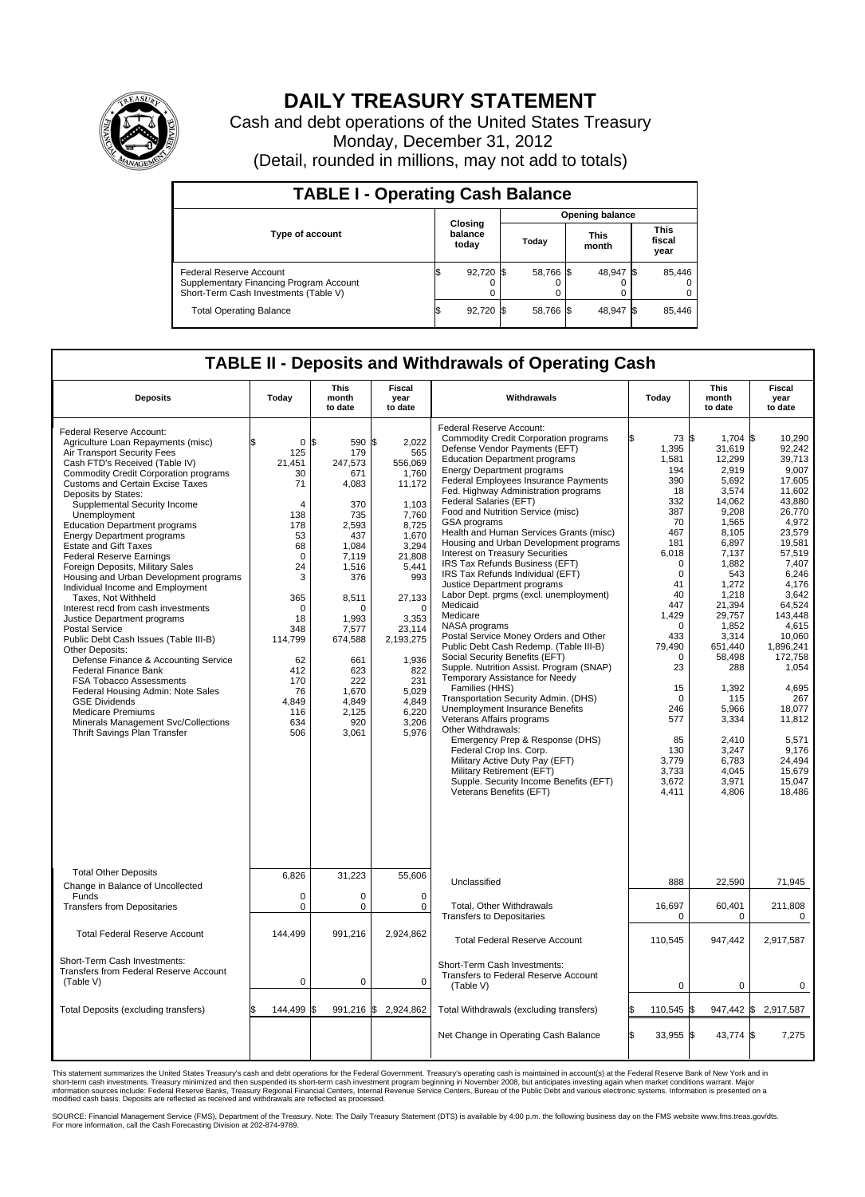# DAILY TREASURY STATEMENT

Cash and debt operations of the United States Treasury
Monday, December 31, 2012
(Detail, rounded in millions, may not add to totals)

## TABLE I - Operating Cash Balance

| Type of account | Closing balance today | Opening balance Today | Opening balance This month | Opening balance This fiscal year |
|---|---|---|---|---|
| Federal Reserve Account | $ 92,720 | $ 58,766 | $ 48,947 | $ 85,446 |
| Supplementary Financing Program Account | 0 | 0 | 0 | 0 |
| Short-Term Cash Investments (Table V) | 0 | 0 | 0 | 0 |
| Total Operating Balance | $ 92,720 | $ 58,766 | $ 48,947 | $ 85,446 |

## TABLE II - Deposits and Withdrawals of Operating Cash

| Deposits | Today | This month to date | Fiscal year to date | Withdrawals | Today | This month to date | Fiscal year to date |
|---|---|---|---|---|---|---|---|
| Federal Reserve Account: | | | | Federal Reserve Account: | | | |
| Agriculture Loan Repayments (misc) | $ 0 | $ 590 | $ 2,022 | Commodity Credit Corporation programs | $ 73 | $ 1,704 | $ 10,290 |
| Air Transport Security Fees | 125 | 179 | 565 | Defense Vendor Payments (EFT) | 1,395 | 31,619 | 92,242 |
| Cash FTD's Received (Table IV) | 21,451 | 247,573 | 556,069 | Education Department programs | 1,581 | 12,299 | 39,713 |
| Commodity Credit Corporation programs | 30 | 671 | 1,760 | Energy Department programs | 194 | 2,919 | 9,007 |
| Customs and Certain Excise Taxes | 71 | 4,083 | 11,172 | Federal Employees Insurance Payments | 390 | 5,692 | 17,605 |
| Deposits by States: | | | | Fed. Highway Administration programs | 18 | 3,574 | 11,602 |
| Supplemental Security Income | 4 | 370 | 1,103 | Federal Salaries (EFT) | 332 | 14,062 | 43,880 |
| Unemployment | 138 | 735 | 7,760 | Food and Nutrition Service (misc) | 387 | 9,208 | 26,770 |
| Education Department programs | 178 | 2,593 | 8,725 | GSA programs | 70 | 1,565 | 4,972 |
| Energy Department programs | 53 | 437 | 1,670 | Health and Human Services Grants (misc) | 467 | 8,105 | 23,579 |
| Estate and Gift Taxes | 68 | 1,084 | 3,294 | Housing and Urban Development programs | 181 | 6,897 | 19,581 |
| Federal Reserve Earnings | 0 | 7,119 | 21,808 | Interest on Treasury Securities | 6,018 | 7,137 | 57,519 |
| Foreign Deposits, Military Sales | 24 | 1,516 | 5,441 | IRS Tax Refunds Business (EFT) | 0 | 1,882 | 7,407 |
| Housing and Urban Development programs | 3 | 376 | 993 | IRS Tax Refunds Individual (EFT) | 0 | 543 | 6,246 |
| Individual Income and Employment | | | | Justice Department programs | 41 | 1,272 | 4,176 |
| Taxes, Not Withheld | 365 | 8,511 | 27,133 | Labor Dept. prgms (excl. unemployment) | 40 | 1,218 | 3,642 |
| Interest recd from cash investments | 0 | 0 | 0 | Medicaid | 447 | 21,394 | 64,524 |
| Justice Department programs | 18 | 1,993 | 3,353 | Medicare | 1,429 | 29,757 | 143,448 |
| Postal Service | 348 | 7,577 | 23,114 | NASA programs | 0 | 1,852 | 4,615 |
| Public Debt Cash Issues (Table III-B) | 114,799 | 674,588 | 2,193,275 | Postal Service Money Orders and Other | 433 | 3,314 | 10,060 |
| Other Deposits: | | | | Public Debt Cash Redemp. (Table III-B) | 79,490 | 651,440 | 1,896,241 |
| Defense Finance & Accounting Service | 62 | 661 | 1,936 | Social Security Benefits (EFT) | 0 | 58,498 | 172,758 |
| Federal Finance Bank | 412 | 623 | 822 | Supple. Nutrition Assist. Program (SNAP) | 23 | 288 | 1,054 |
| FSA Tobacco Assessments | 170 | 222 | 231 | Temporary Assistance for Needy | | | |
| Federal Housing Admin: Note Sales | 76 | 1,670 | 5,029 | Families (HHS) | 15 | 1,392 | 4,695 |
| GSE Dividends | 4,849 | 4,849 | 4,849 | Transportation Security Admin. (DHS) | 0 | 115 | 267 |
| Medicare Premiums | 116 | 2,125 | 6,220 | Unemployment Insurance Benefits | 246 | 5,966 | 18,077 |
| Minerals Management Svc/Collections | 634 | 920 | 3,206 | Veterans Affairs programs | 577 | 3,334 | 11,812 |
| Thrift Savings Plan Transfer | 506 | 3,061 | 5,976 | Other Withdrawals: | | | |
| | | | | Emergency Prep & Response (DHS) | 85 | 2,410 | 5,571 |
| | | | | Federal Crop Ins. Corp. | 130 | 3,247 | 9,176 |
| | | | | Military Active Duty Pay (EFT) | 3,779 | 6,783 | 24,494 |
| | | | | Military Retirement (EFT) | 3,733 | 4,045 | 15,679 |
| | | | | Supple. Security Income Benefits (EFT) | 3,672 | 3,971 | 15,047 |
| | | | | Veterans Benefits (EFT) | 4,411 | 4,806 | 18,486 |
| Total Other Deposits | 6,826 | 31,223 | 55,606 | Unclassified | 888 | 22,590 | 71,945 |
| Change in Balance of Uncollected Funds | 0 | 0 | 0 | | | | |
| Transfers from Depositaries | 0 | 0 | 0 | Total, Other Withdrawals | 16,697 | 60,401 | 211,808 |
| | | | | Transfers to Depositaries | 0 | 0 | 0 |
| Total Federal Reserve Account | 144,499 | 991,216 | 2,924,862 | Total Federal Reserve Account | 110,545 | 947,442 | 2,917,587 |
| Short-Term Cash Investments: Transfers from Federal Reserve Account (Table V) | 0 | 0 | 0 | Short-Term Cash Investments: Transfers to Federal Reserve Account (Table V) | 0 | 0 | 0 |
| Total Deposits (excluding transfers) | $ 144,499 | $ 991,216 | $ 2,924,862 | Total Withdrawals (excluding transfers) | $ 110,545 | $ 947,442 | $ 2,917,587 |
| | | | | Net Change in Operating Cash Balance | $ 33,955 | $ 43,774 | $ 7,275 |

This statement summarizes the United States Treasury's cash and debt operations for the Federal Government. Treasury's operating cash is maintained in account(s) at the Federal Reserve Bank of New York and in short-term cash investments. Treasury minimized and then suspended its short-term cash investment program beginning in November 2008, but anticipates investing again when market conditions warrant. Major information sources include: Federal Reserve Banks, Treasury Regional Financial Centers, Internal Revenue Service Centers, Bureau of the Public Debt and various electronic systems. Information is presented on a modified cash basis. Deposits are reflected as received and withdrawals are reflected as processed.

SOURCE: Financial Management Service (FMS), Department of the Treasury. Note: The Daily Treasury Statement (DTS) is available by 4:00 p.m. the following business day on the FMS website www.fms.treas.gov/dts. For more information, call the Cash Forecasting Division at 202-874-9789.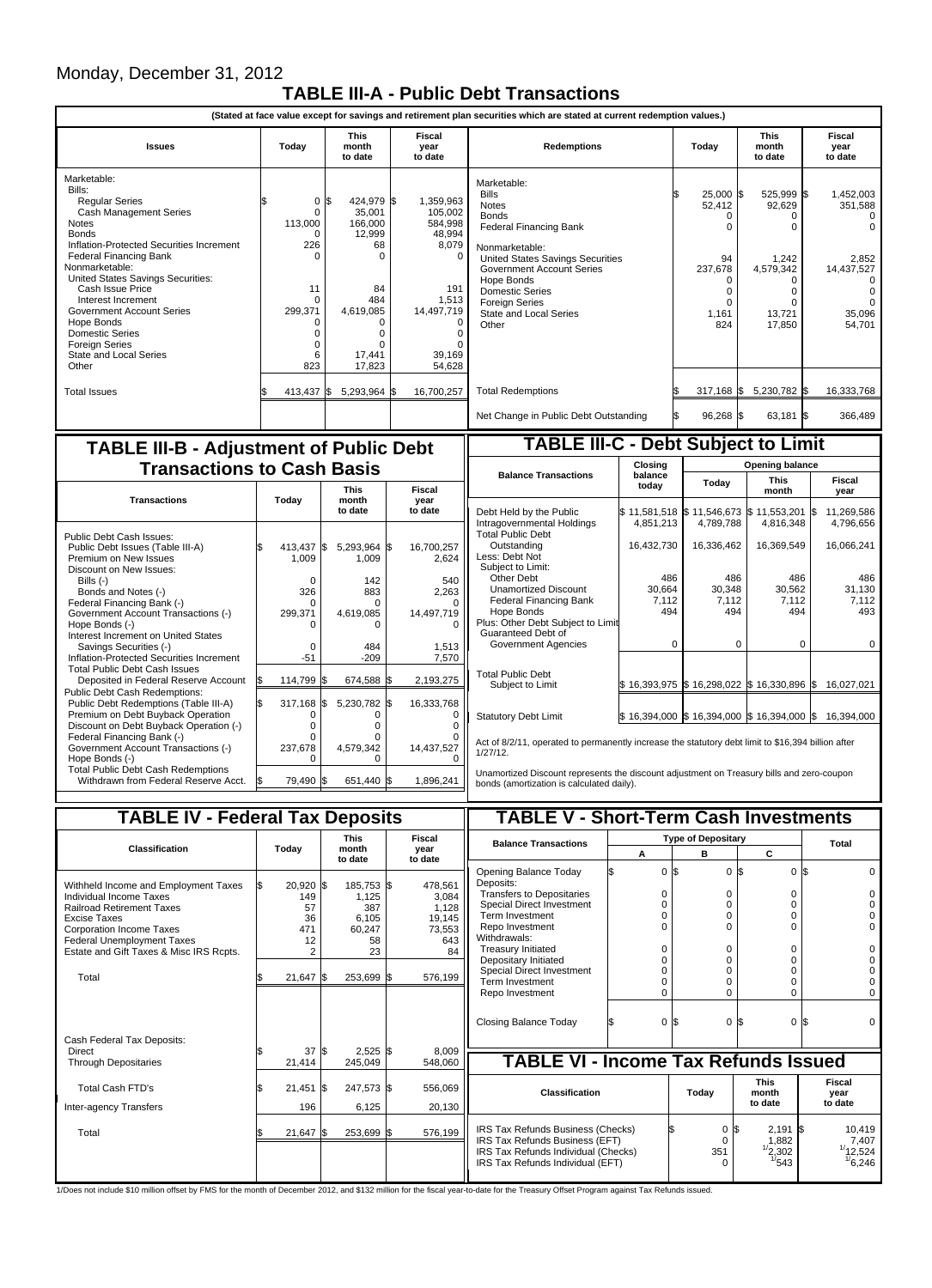Monday, December 31, 2012

# TABLE III-A - Public Debt Transactions

(Stated at face value except for savings and retirement plan securities which are stated at current redemption values.)

| Issues | Today | This month to date | Fiscal year to date |
|---|---|---|---|
| Marketable: | | | |
| Bills: | | | |
| Regular Series | $ 0 | $ 424,979 | $ 1,359,963 |
| Cash Management Series | 0 | 35,001 | 105,002 |
| Notes | 113,000 | 166,000 | 584,998 |
| Bonds | 0 | 12,999 | 48,994 |
| Inflation-Protected Securities Increment | 226 | 68 | 8,079 |
| Federal Financing Bank | 0 | 0 | 0 |
| Nonmarketable: | | | |
| United States Savings Securities: | | | |
| Cash Issue Price | 11 | 84 | 191 |
| Interest Increment | 0 | 484 | 1,513 |
| Government Account Series | 299,371 | 4,619,085 | 14,497,719 |
| Hope Bonds | 0 | 0 | 0 |
| Domestic Series | 0 | 0 | 0 |
| Foreign Series | 0 | 0 | 0 |
| State and Local Series | 6 | 17,441 | 39,169 |
| Other | 823 | 17,823 | 54,628 |
| Total Issues | $ 413,437 | $ 5,293,964 | $ 16,700,257 |

| Redemptions | Today | This month to date | Fiscal year to date |
|---|---|---|---|
| Marketable: | | | |
| Bills | $ 25,000 | $ 525,999 | $ 1,452,003 |
| Notes | 52,412 | 92,629 | 351,588 |
| Bonds | 0 | 0 | 0 |
| Federal Financing Bank | 0 | 0 | 0 |
| Nonmarketable: | | | |
| United States Savings Securities | 94 | 1,242 | 2,852 |
| Government Account Series | 237,678 | 4,579,342 | 14,437,527 |
| Hope Bonds | 0 | 0 | 0 |
| Domestic Series | 0 | 0 | 0 |
| Foreign Series | 0 | 0 | 0 |
| State and Local Series | 1,161 | 13,721 | 35,096 |
| Other | 824 | 17,850 | 54,701 |
| Total Redemptions | $ 317,168 | $ 5,230,782 | $ 16,333,768 |
| Net Change in Public Debt Outstanding | $ 96,268 | $ 63,181 | $ 366,489 |

# TABLE III-B - Adjustment of Public Debt Transactions to Cash Basis

| Transactions | Today | This month to date | Fiscal year to date |
|---|---|---|---|
| Public Debt Cash Issues: | | | |
| Public Debt Issues (Table III-A) | $ 413,437 | $ 5,293,964 | $ 16,700,257 |
| Premium on New Issues | 1,009 | 1,009 | 2,624 |
| Discount on New Issues: | | | |
| Bills (-) | 0 | 142 | 540 |
| Bonds and Notes (-) | 326 | 883 | 2,263 |
| Federal Financing Bank (-) | 0 | 0 | 0 |
| Government Account Transactions (-) | 299,371 | 4,619,085 | 14,497,719 |
| Hope Bonds (-) | 0 | 0 | 0 |
| Interest Increment on United States Savings Securities (-) | 0 | 484 | 1,513 |
| Inflation-Protected Securities Increment | -51 | -209 | 7,570 |
| Total Public Debt Cash Issues Deposited in Federal Reserve Account | $ 114,799 | $ 674,588 | $ 2,193,275 |
| Public Debt Cash Redemptions: | | | |
| Public Debt Redemptions (Table III-A) | $ 317,168 | $ 5,230,782 | $ 16,333,768 |
| Premium on Debt Buyback Operation | 0 | 0 | 0 |
| Discount on Debt Buyback Operation (-) | 0 | 0 | 0 |
| Federal Financing Bank (-) | 0 | 0 | 0 |
| Government Account Transactions (-) | 237,678 | 4,579,342 | 14,437,527 |
| Hope Bonds (-) | 0 | 0 | 0 |
| Total Public Debt Cash Redemptions Withdrawn from Federal Reserve Acct. | $ 79,490 | $ 651,440 | $ 1,896,241 |

# TABLE III-C - Debt Subject to Limit

| Balance Transactions | Closing balance today | Opening balance Today | Opening balance This month | Opening balance Fiscal year |
|---|---|---|---|---|
| Debt Held by the Public | $ 11,581,518 | $ 11,546,673 | $ 11,553,201 | $ 11,269,586 |
| Intragovernmental Holdings | 4,851,213 | 4,789,788 | 4,816,348 | 4,796,656 |
| Total Public Debt Outstanding | 16,432,730 | 16,336,462 | 16,369,549 | 16,066,241 |
| Less: Debt Not Subject to Limit: | | | | |
| Other Debt | 486 | 486 | 486 | 486 |
| Unamortized Discount | 30,664 | 30,348 | 30,562 | 31,130 |
| Federal Financing Bank | 7,112 | 7,112 | 7,112 | 7,112 |
| Hope Bonds | 494 | 494 | 494 | 493 |
| Plus: Other Debt Subject to Limit | | | | |
| Guaranteed Debt of Government Agencies | 0 | 0 | 0 | 0 |
| Total Public Debt Subject to Limit | $ 16,393,975 | $ 16,298,022 | $ 16,330,896 | $ 16,027,021 |
| Statutory Debt Limit | $ 16,394,000 | $ 16,394,000 | $ 16,394,000 | $ 16,394,000 |

Act of 8/2/11, operated to permanently increase the statutory debt limit to $16,394 billion after 1/27/12.

Unamortized Discount represents the discount adjustment on Treasury bills and zero-coupon bonds (amortization is calculated daily).

# TABLE IV - Federal Tax Deposits

| Classification | Today | This month to date | Fiscal year to date |
|---|---|---|---|
| Withheld Income and Employment Taxes | $ 20,920 | $ 185,753 | $ 478,561 |
| Individual Income Taxes | 149 | 1,125 | 3,084 |
| Railroad Retirement Taxes | 57 | 387 | 1,128 |
| Excise Taxes | 36 | 6,105 | 19,145 |
| Corporation Income Taxes | 471 | 60,247 | 73,553 |
| Federal Unemployment Taxes | 12 | 58 | 643 |
| Estate and Gift Taxes & Misc IRS Rcpts. | 2 | 23 | 84 |
| Total | $ 21,647 | $ 253,699 | $ 576,199 |
| Cash Federal Tax Deposits: | | | |
| Direct | $ 37 | $ 2,525 | $ 8,009 |
| Through Depositaries | 21,414 | 245,049 | 548,060 |
| Total Cash FTD's | $ 21,451 | $ 247,573 | $ 556,069 |
| Inter-agency Transfers | 196 | 6,125 | 20,130 |
| Total | $ 21,647 | $ 253,699 | $ 576,199 |

# TABLE V - Short-Term Cash Investments

| Balance Transactions | Type of Depositary A | B | C | Total |
|---|---|---|---|---|
| Opening Balance Today | $ 0 | $ 0 | $ 0 | $ 0 |
| Deposits: | | | | |
| Transfers to Depositaries | 0 | 0 | 0 | 0 |
| Special Direct Investment | 0 | 0 | 0 | 0 |
| Term Investment | 0 | 0 | 0 | 0 |
| Repo Investment | 0 | 0 | 0 | 0 |
| Withdrawals: | | | | |
| Treasury Initiated | 0 | 0 | 0 | 0 |
| Depositary Initiated | 0 | 0 | 0 | 0 |
| Special Direct Investment | 0 | 0 | 0 | 0 |
| Term Investment | 0 | 0 | 0 | 0 |
| Repo Investment | 0 | 0 | 0 | 0 |
| Closing Balance Today | $ 0 | $ 0 | $ 0 | $ 0 |

# TABLE VI - Income Tax Refunds Issued

| Classification | Today | This month to date | Fiscal year to date |
|---|---|---|---|
| IRS Tax Refunds Business (Checks) | $ 0 | $ 2,191 | $ 10,419 |
| IRS Tax Refunds Business (EFT) | 0 | 1,882 | 7,407 |
| IRS Tax Refunds Individual (Checks) | 351 | 1/ 2,302 | 1/ 12,524 |
| IRS Tax Refunds Individual (EFT) | 0 | 1/ 543 | 1/ 6,246 |

1/Does not include $10 million offset by FMS for the month of December 2012, and $132 million for the fiscal year-to-date for the Treasury Offset Program against Tax Refunds issued.